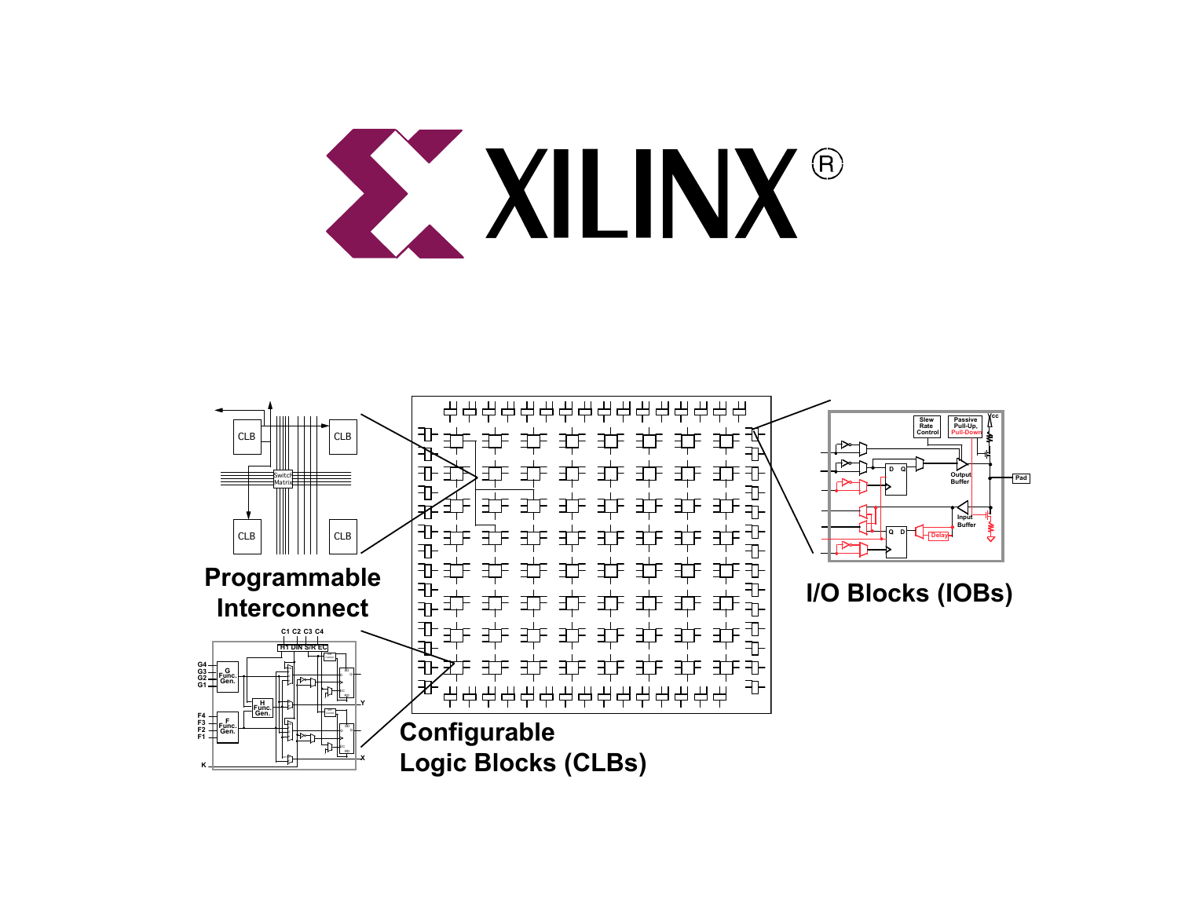XILINX®

**Programmable Interconnect**

**I/O Blocks (IOBs)**

**Configurable Logic Blocks (CLBs)**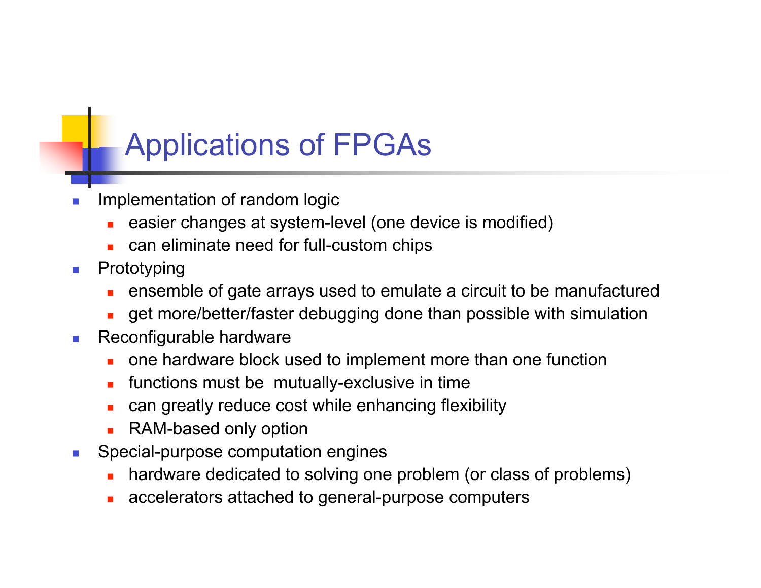# Applications of FPGAs

- Implementation of random logic
  - easier changes at system-level (one device is modified)
  - can eliminate need for full-custom chips
- Prototyping
  - ensemble of gate arrays used to emulate a circuit to be manufactured
  - get more/better/faster debugging done than possible with simulation
- Reconfigurable hardware
  - one hardware block used to implement more than one function
  - functions must be mutually-exclusive in time
  - can greatly reduce cost while enhancing flexibility
  - RAM-based only option
- Special-purpose computation engines
  - hardware dedicated to solving one problem (or class of problems)
  - accelerators attached to general-purpose computers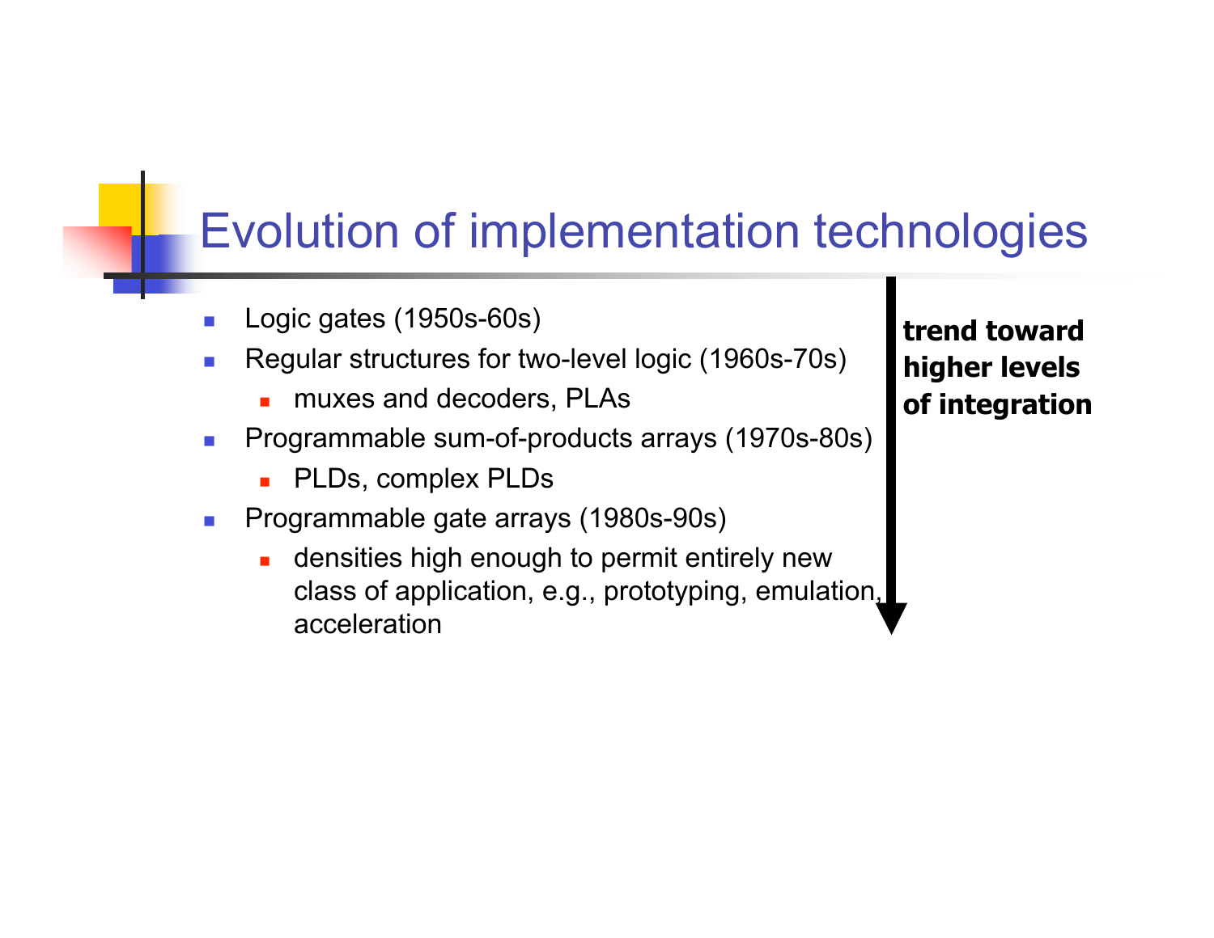# Evolution of implementation technologies

- Logic gates (1950s-60s)
- Regular structures for two-level logic (1960s-70s)
  - muxes and decoders, PLAs
- Programmable sum-of-products arrays (1970s-80s)
  - PLDs, complex PLDs
- Programmable gate arrays (1980s-90s)
  - densities high enough to permit entirely new class of application, e.g., prototyping, emulation, acceleration

**trend toward higher levels of integration**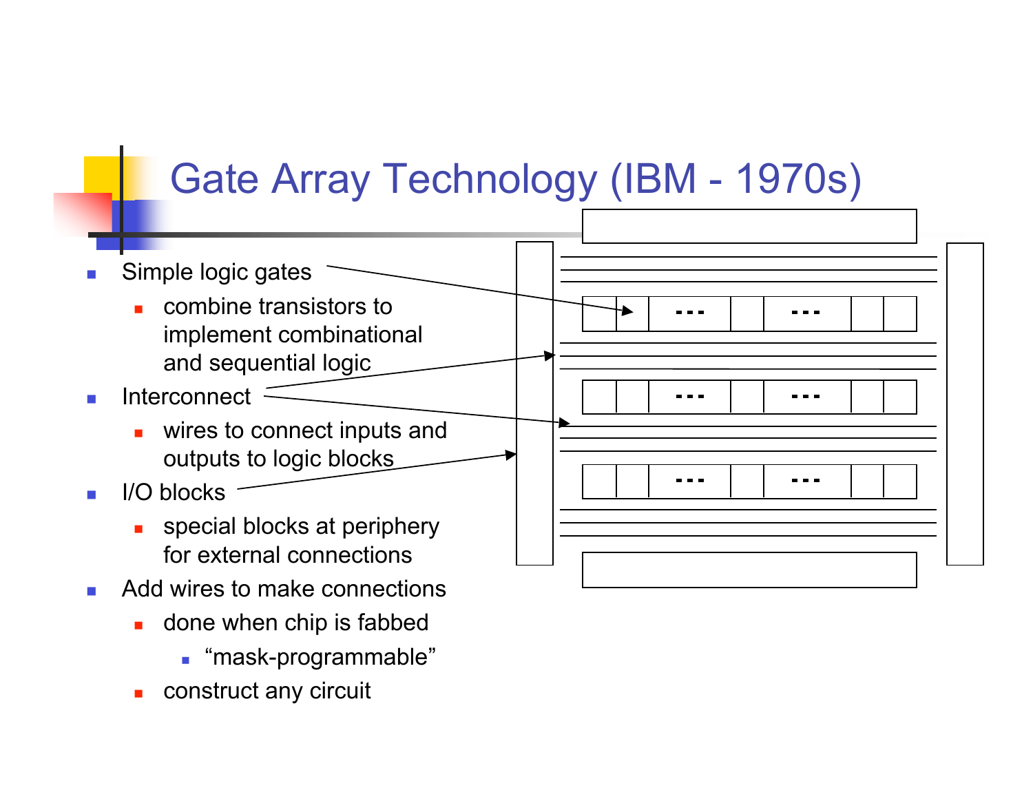# Gate Array Technology (IBM - 1970s)

- Simple logic gates
  - combine transistors to implement combinational and sequential logic
- Interconnect
  - wires to connect inputs and outputs to logic blocks
- I/O blocks
  - special blocks at periphery for external connections
- Add wires to make connections
  - done when chip is fabbed
    - “mask-programmable”
  - construct any circuit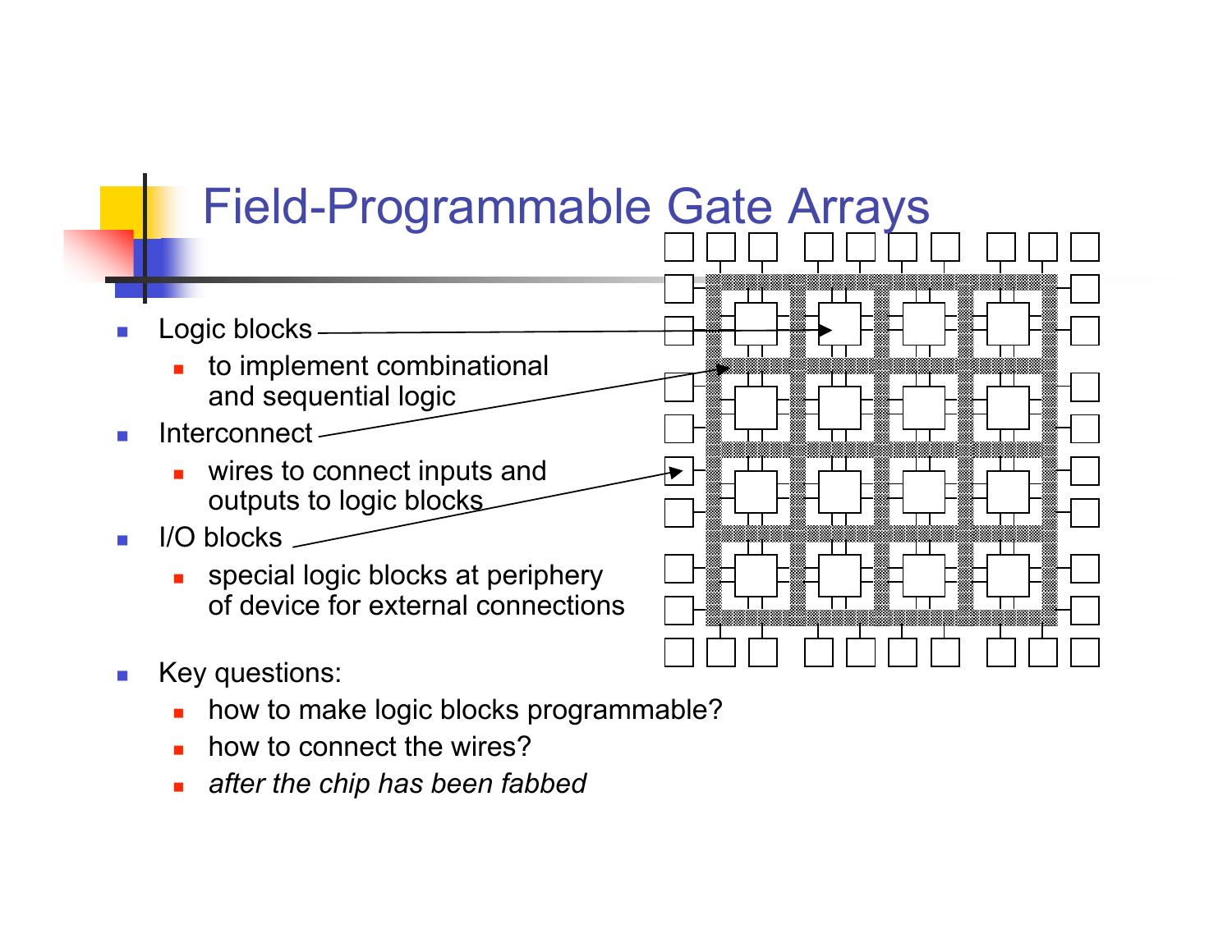# Field-Programmable Gate Arrays

- Logic blocks
  - to implement combinational and sequential logic
- Interconnect
  - wires to connect inputs and outputs to logic blocks
- I/O blocks
  - special logic blocks at periphery of device for external connections

- Key questions:
  - how to make logic blocks programmable?
  - how to connect the wires?
  - *after the chip has been fabbed*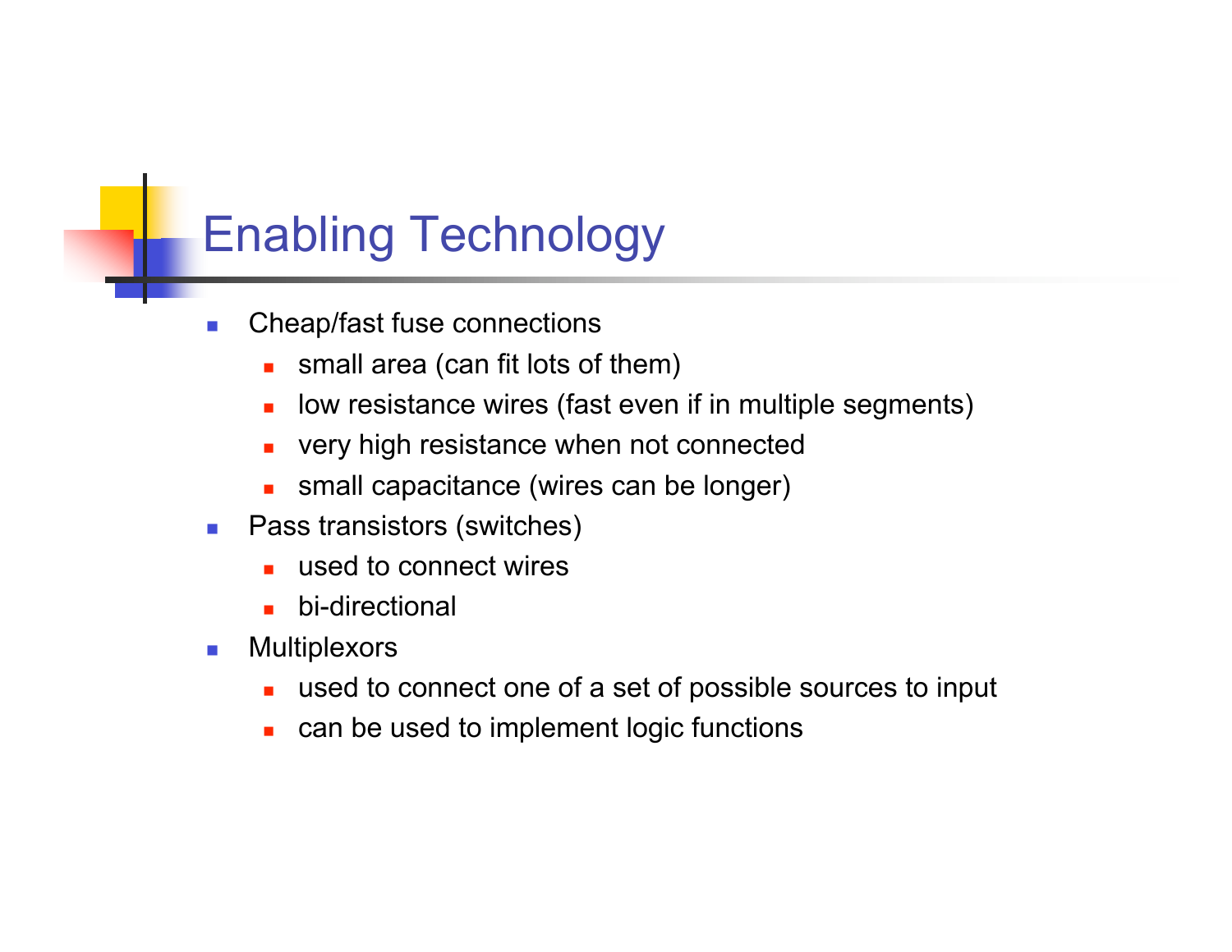# Enabling Technology

- Cheap/fast fuse connections
  - small area (can fit lots of them)
  - low resistance wires (fast even if in multiple segments)
  - very high resistance when not connected
  - small capacitance (wires can be longer)
- Pass transistors (switches)
  - used to connect wires
  - bi-directional
- Multiplexors
  - used to connect one of a set of possible sources to input
  - can be used to implement logic functions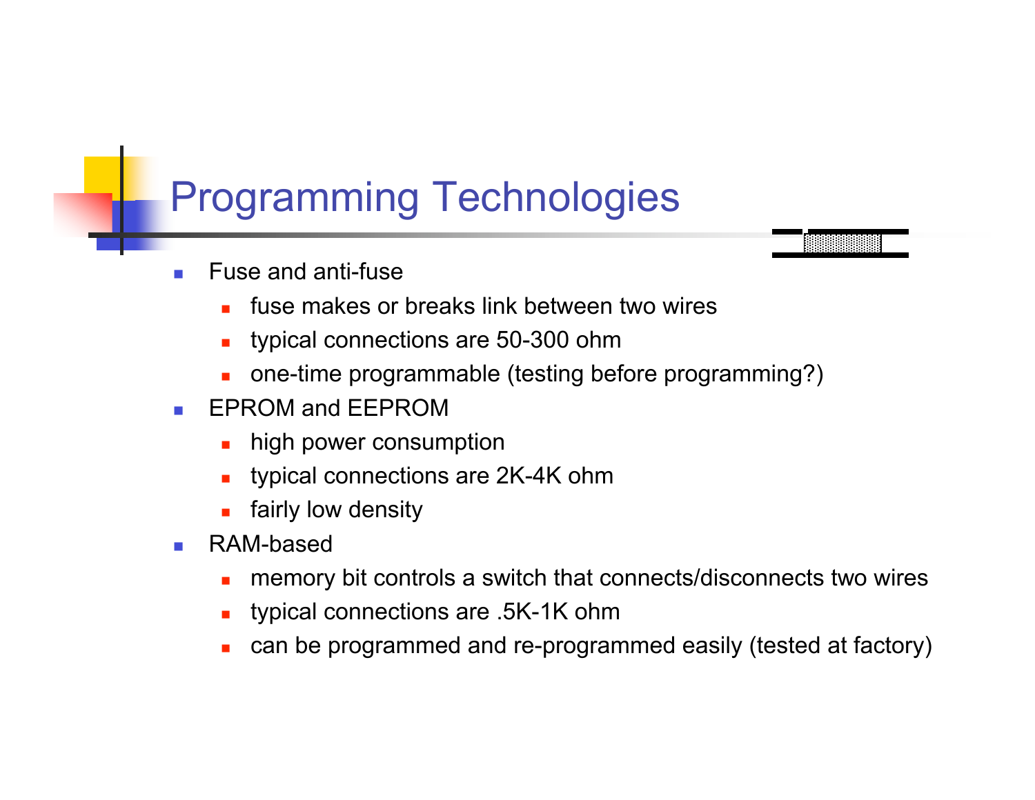# Programming Technologies

- Fuse and anti-fuse
  - fuse makes or breaks link between two wires
  - typical connections are 50-300 ohm
  - one-time programmable (testing before programming?)
- EPROM and EEPROM
  - high power consumption
  - typical connections are 2K-4K ohm
  - fairly low density
- RAM-based
  - memory bit controls a switch that connects/disconnects two wires
  - typical connections are .5K-1K ohm
  - can be programmed and re-programmed easily (tested at factory)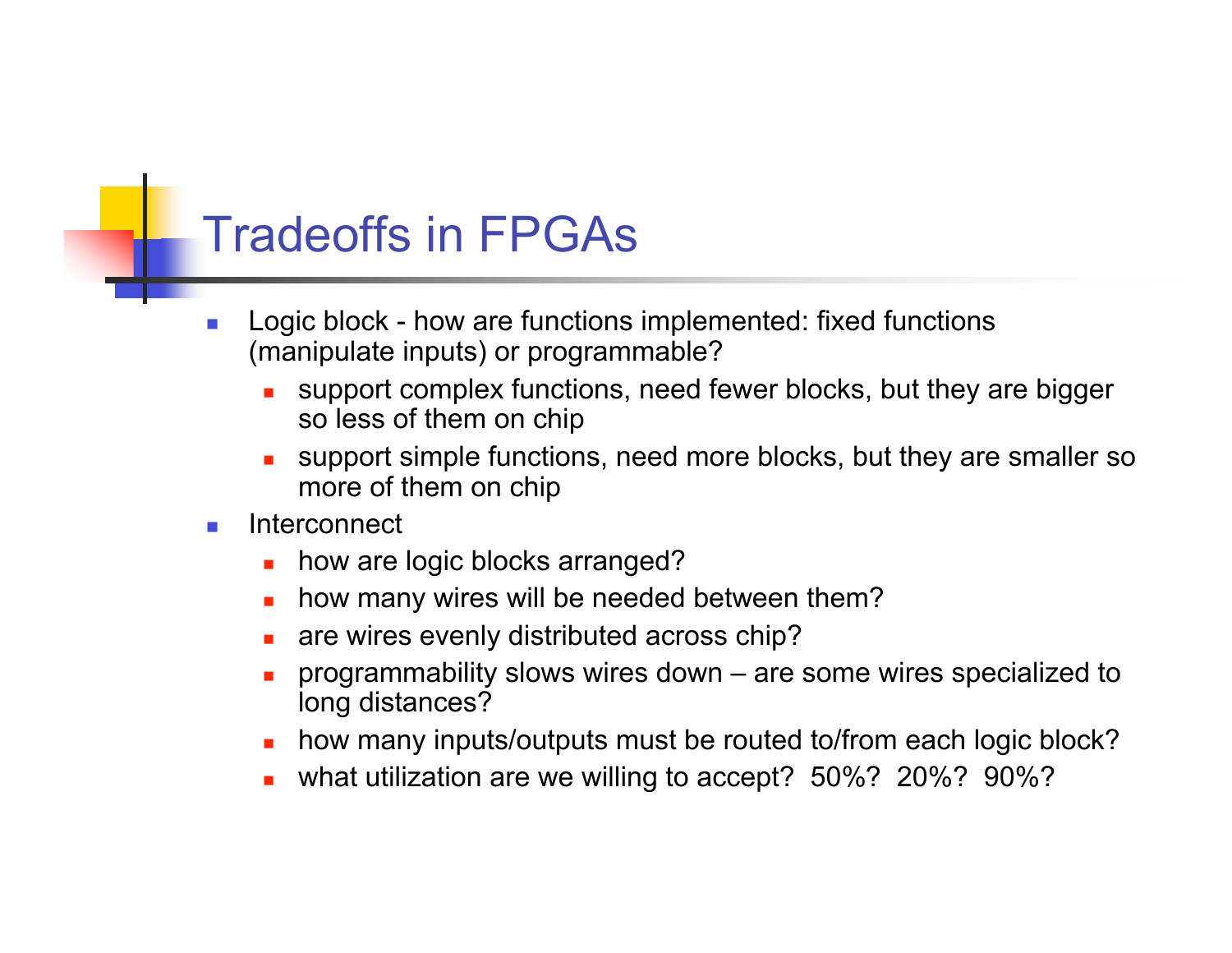# Tradeoffs in FPGAs

- Logic block - how are functions implemented: fixed functions (manipulate inputs) or programmable?
  - support complex functions, need fewer blocks, but they are bigger so less of them on chip
  - support simple functions, need more blocks, but they are smaller so more of them on chip
- Interconnect
  - how are logic blocks arranged?
  - how many wires will be needed between them?
  - are wires evenly distributed across chip?
  - programmability slows wires down – are some wires specialized to long distances?
  - how many inputs/outputs must be routed to/from each logic block?
  - what utilization are we willing to accept? 50%? 20%? 90%?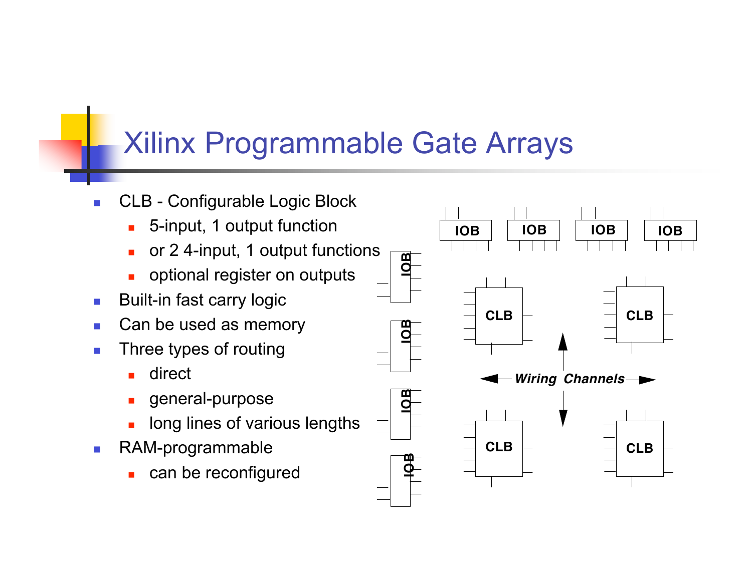# Xilinx Programmable Gate Arrays

- CLB - Configurable Logic Block
  - 5-input, 1 output function
  - or 2 4-input, 1 output functions
  - optional register on outputs
- Built-in fast carry logic
- Can be used as memory
- Three types of routing
  - direct
  - general-purpose
  - long lines of various lengths
- RAM-programmable
  - can be reconfigured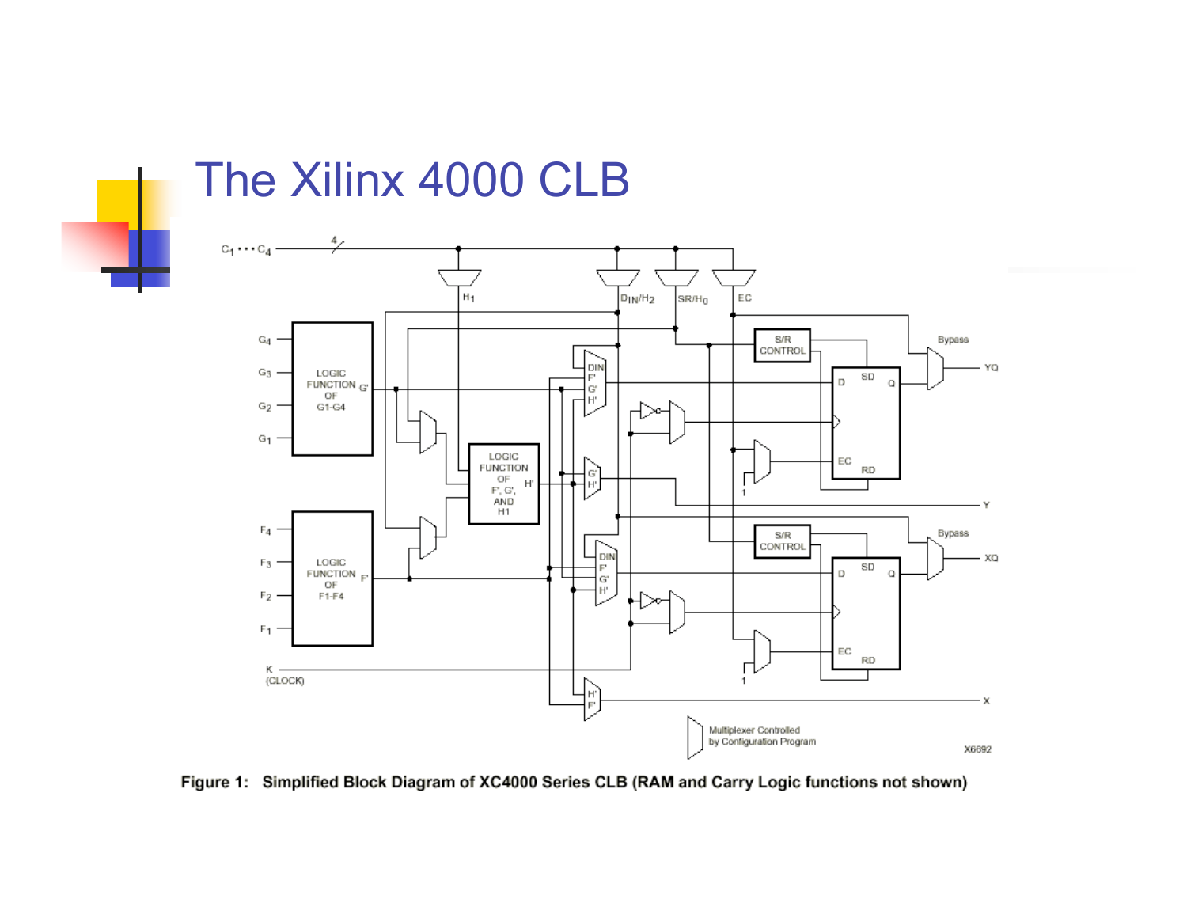# The Xilinx 4000 CLB

Figure 1: Simplified Block Diagram of XC4000 Series CLB (RAM and Carry Logic functions not shown)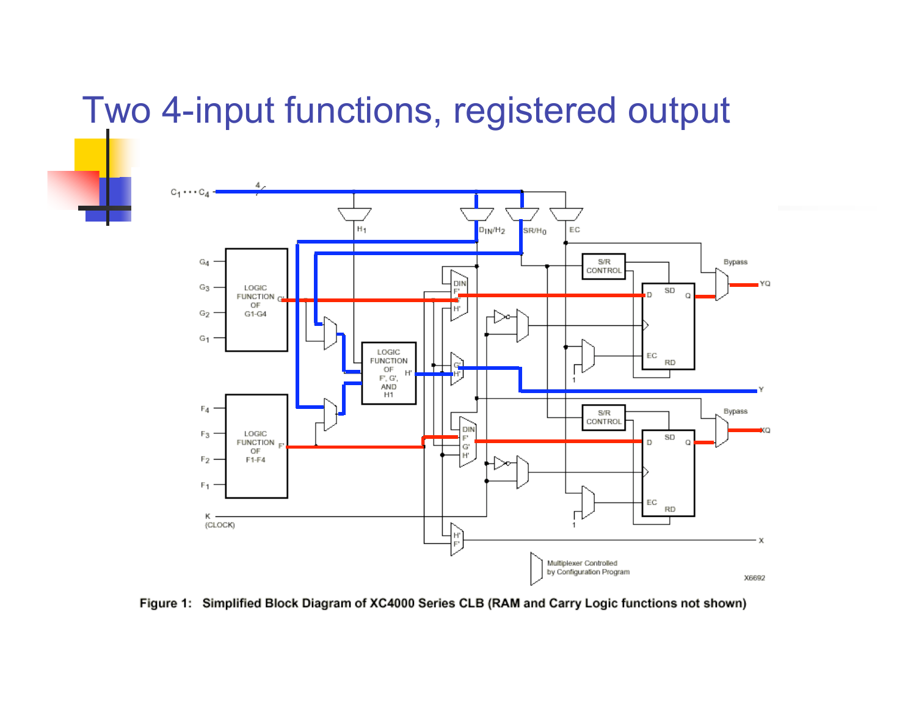# Two 4-input functions, registered output

Figure 1: Simplified Block Diagram of XC4000 Series CLB (RAM and Carry Logic functions not shown)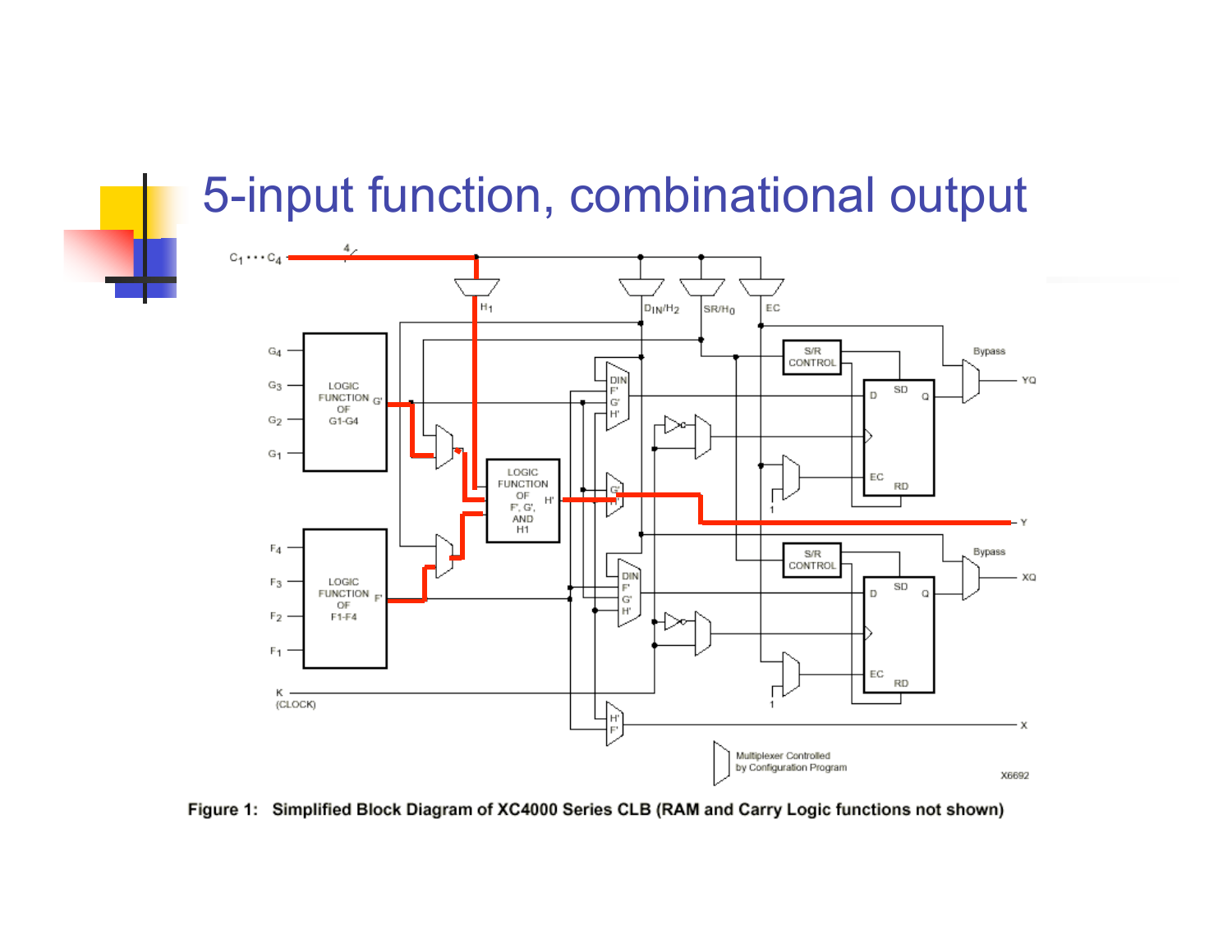# 5-input function, combinational output

Figure 1: Simplified Block Diagram of XC4000 Series CLB (RAM and Carry Logic functions not shown)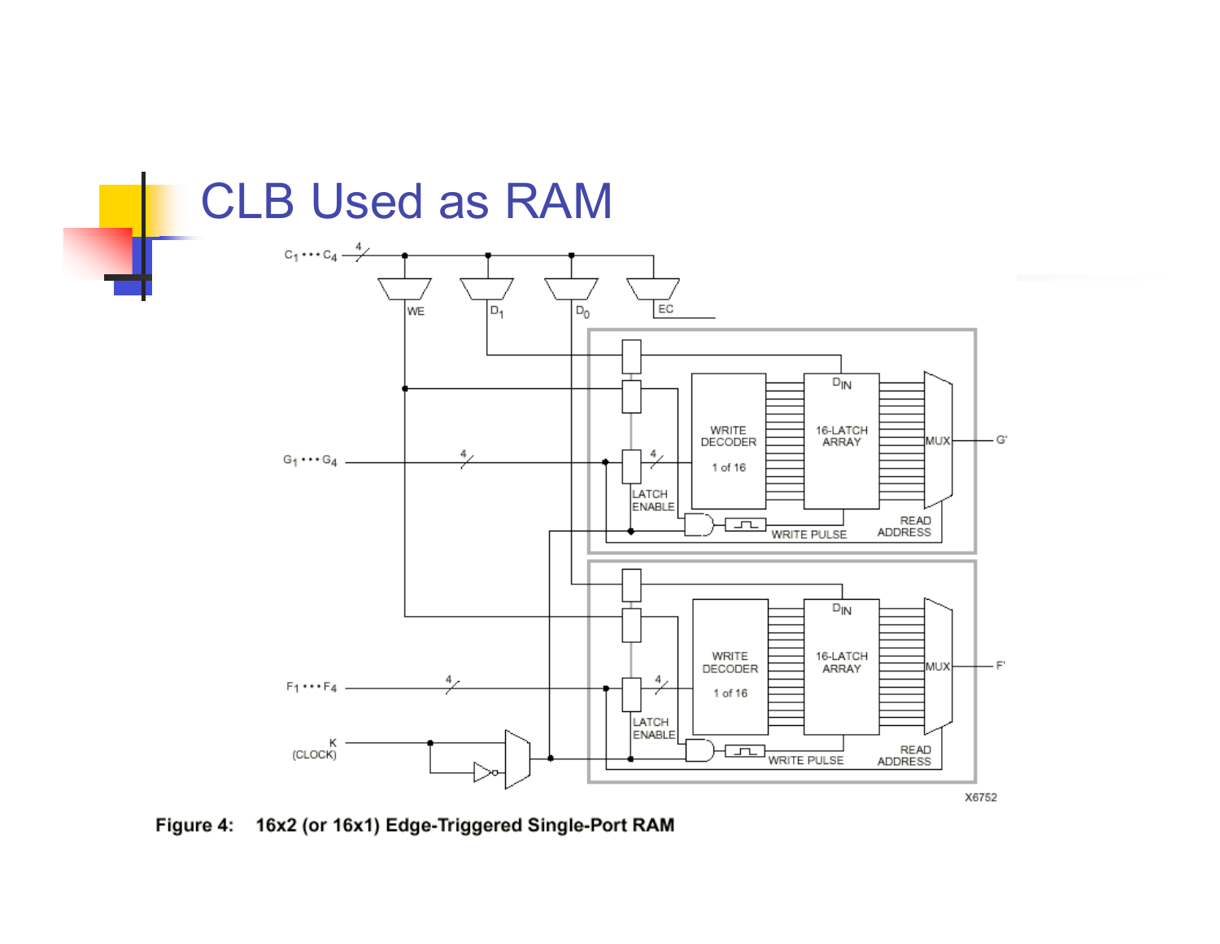# CLB Used as RAM

Figure 4: 16x2 (or 16x1) Edge-Triggered Single-Port RAM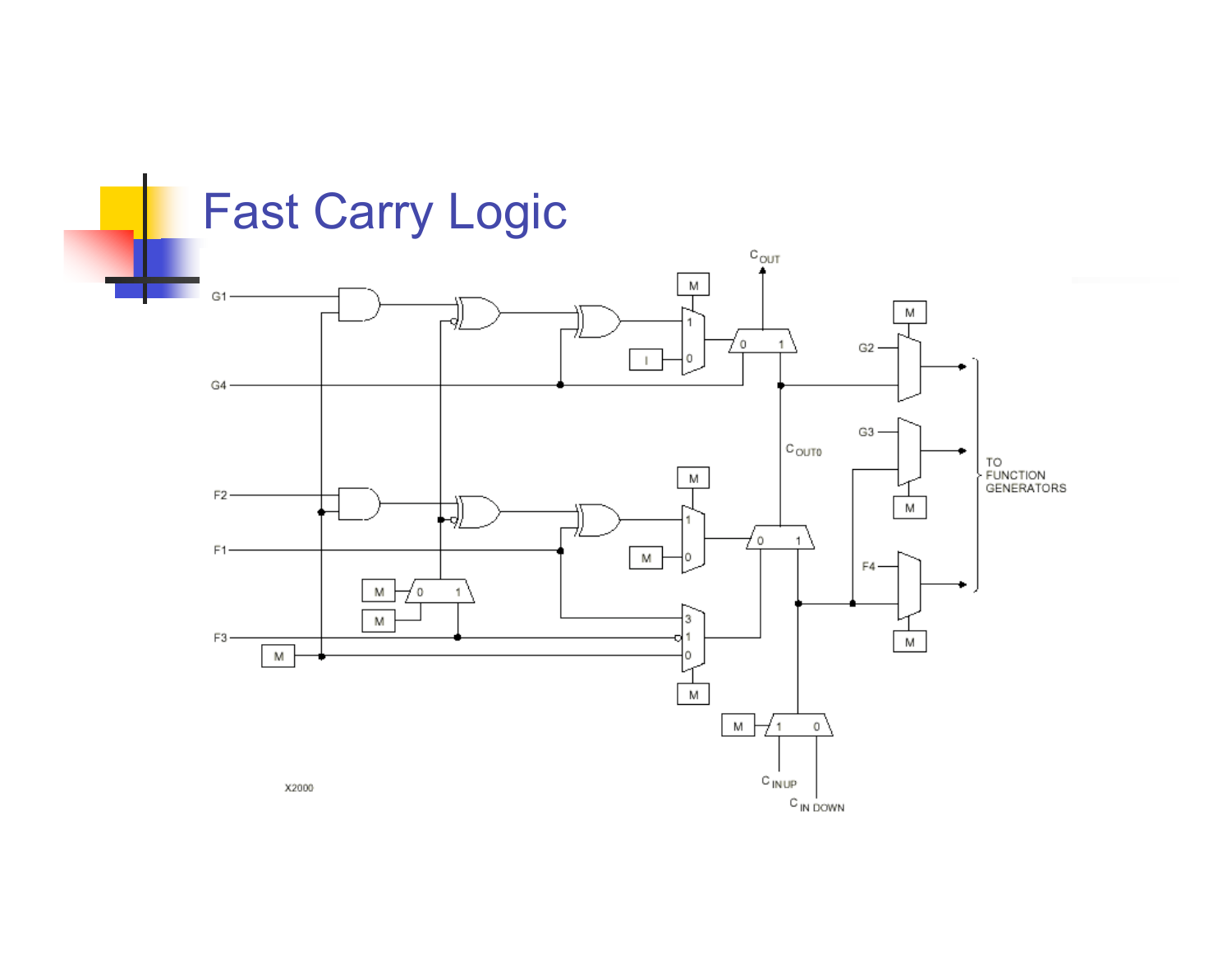# Fast Carry Logic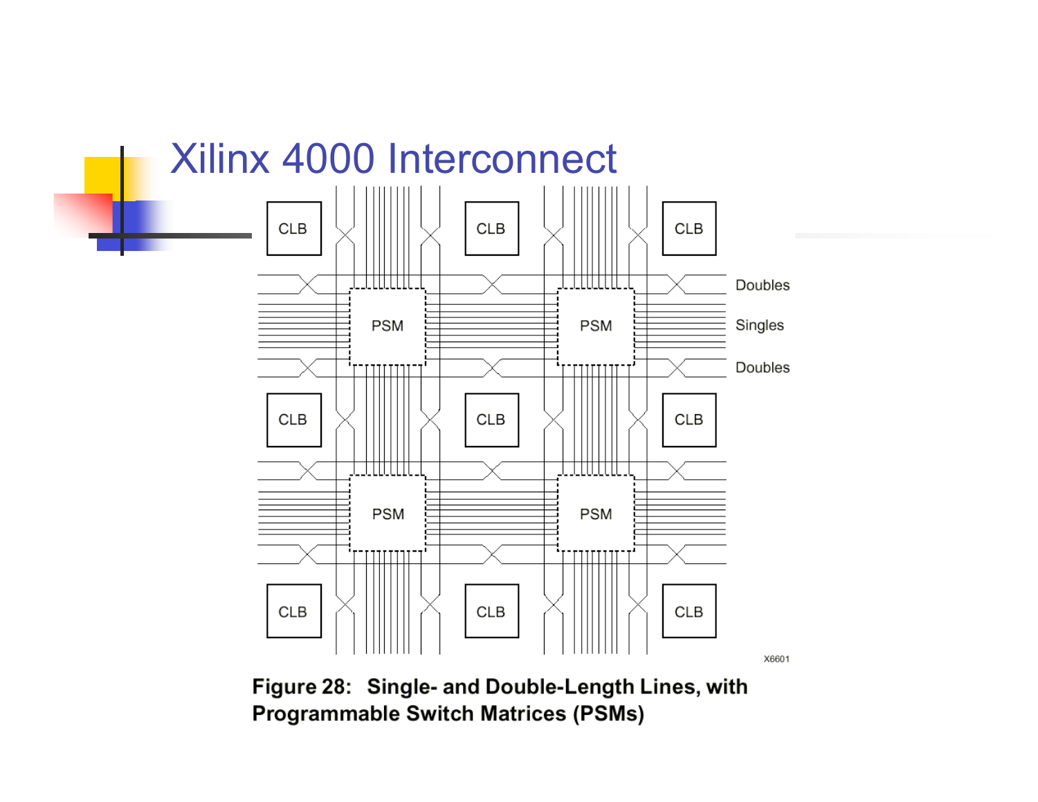# Xilinx 4000 Interconnect

**Figure 28: Single- and Double-Length Lines, with Programmable Switch Matrices (PSMs)**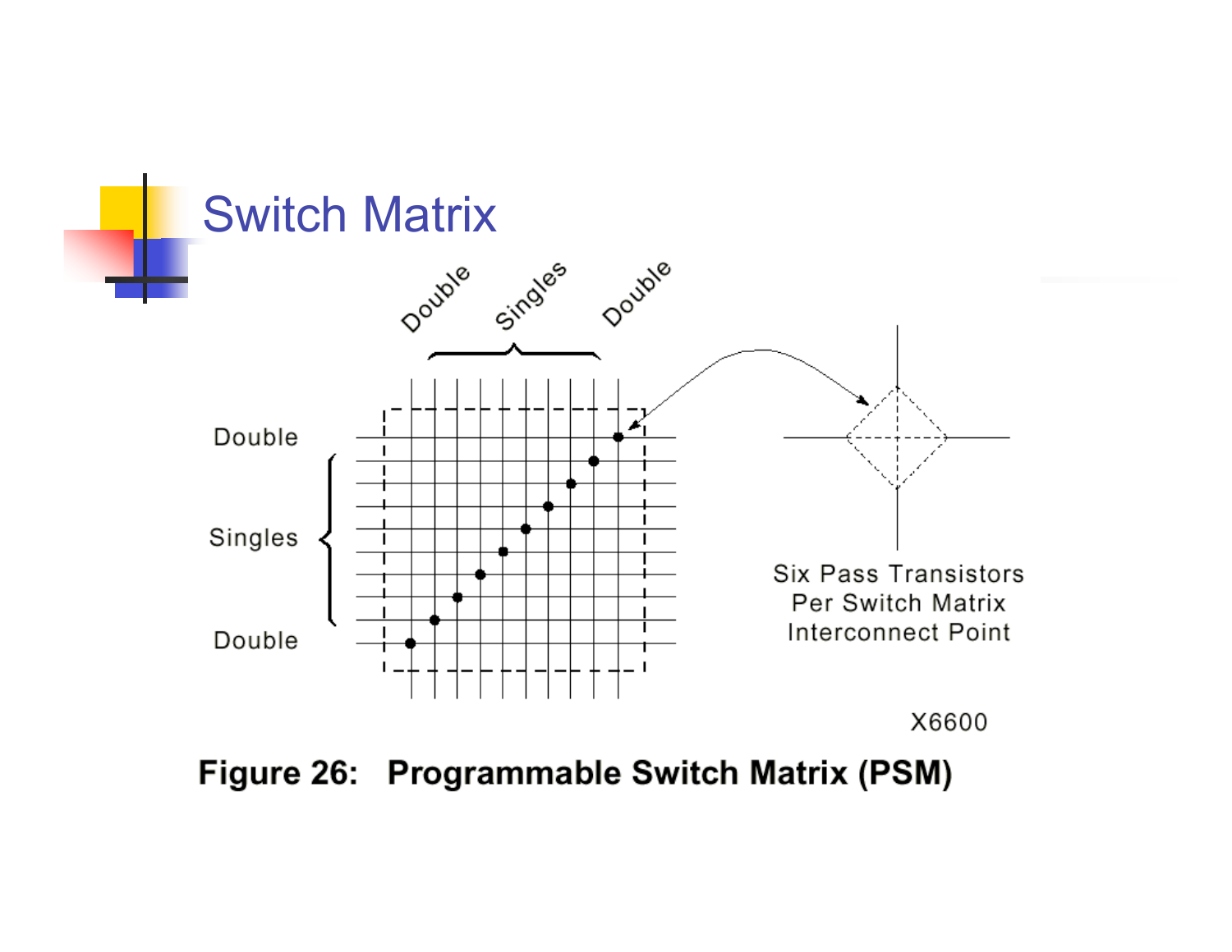# Switch Matrix

Double

Singles

Double

Double

Singles

Double

Six Pass Transistors Per Switch Matrix Interconnect Point

X6600

**Figure 26: Programmable Switch Matrix (PSM)**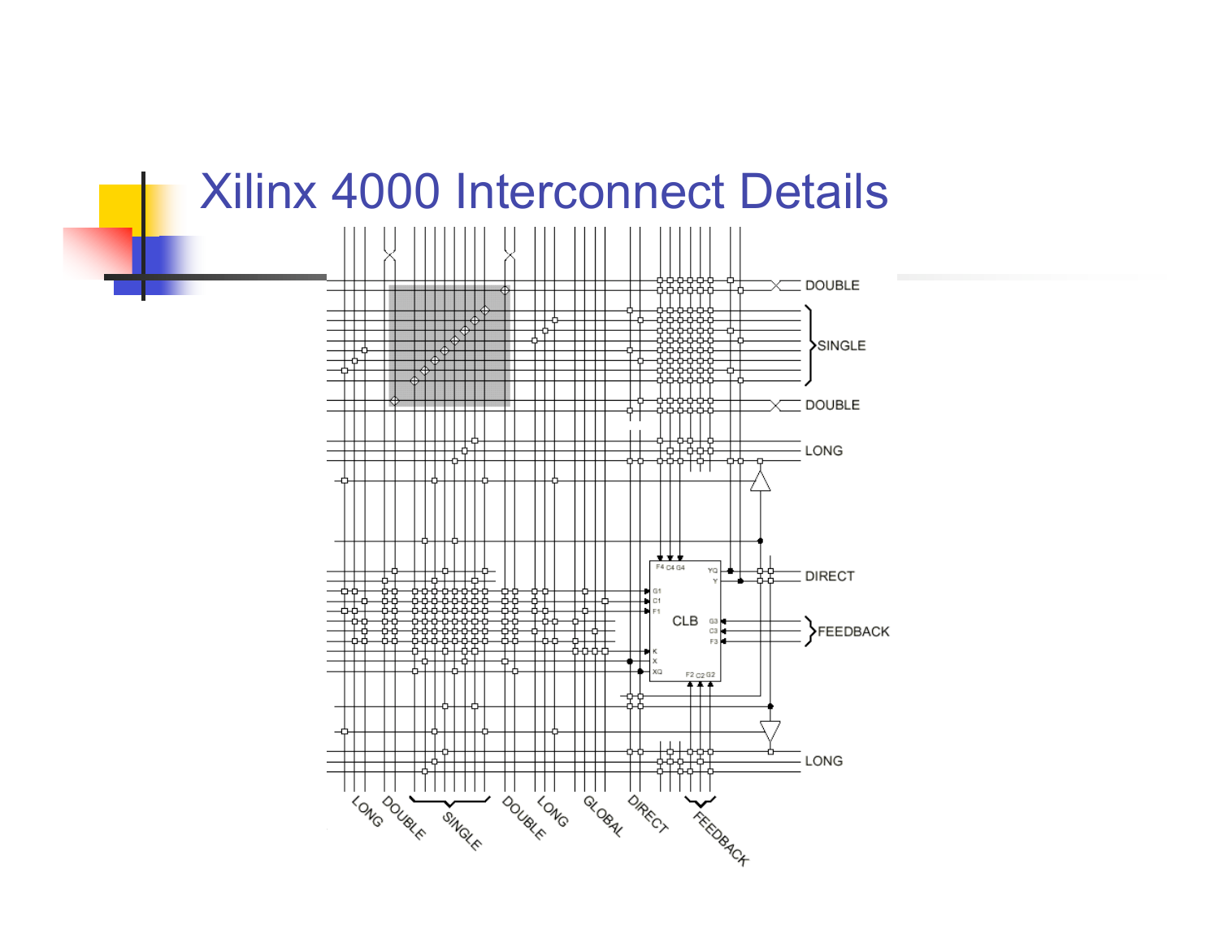# Xilinx 4000 Interconnect Details

DOUBLE

SINGLE

DOUBLE

LONG

DIRECT

FEEDBACK

LONG

CLB

LONG DOUBLE SINGLE DOUBLE LONG GLOBAL DIRECT FEEDBACK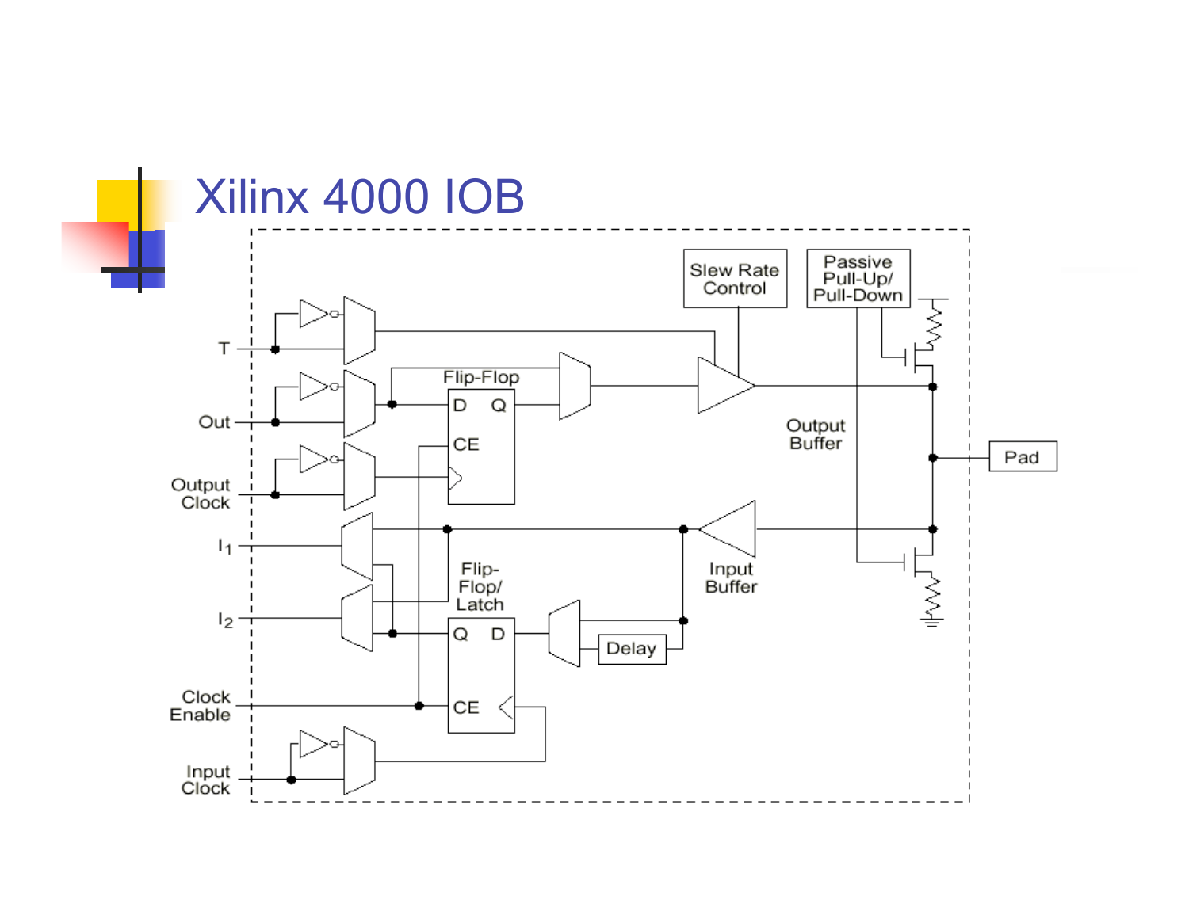# Xilinx 4000 IOB

T

Out

Output Clock

$I_1$

$I_2$

Clock Enable

Input Clock

Flip-Flop

D Q

CE

Flip-Flop/Latch

Q D

CE

Slew Rate Control

Passive Pull-Up/Pull-Down

Output Buffer

Input Buffer

Delay

Pad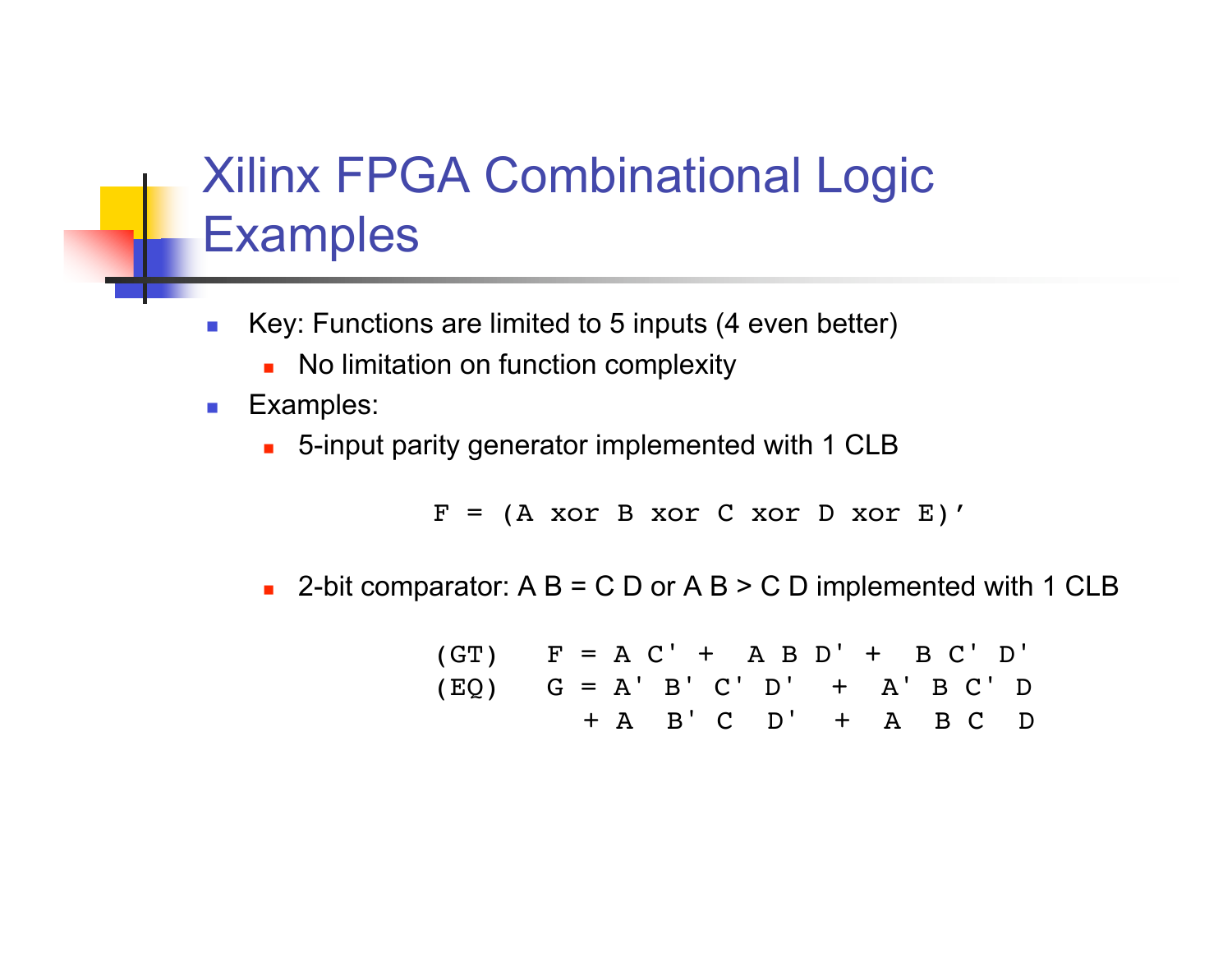# Xilinx FPGA Combinational Logic Examples

- Key: Functions are limited to 5 inputs (4 even better)
  - No limitation on function complexity
- Examples:
  - 5-input parity generator implemented with 1 CLB

```
F = (A xor B xor C xor D xor E)’
```

  - 2-bit comparator: A B = C D or A B > C D implemented with 1 CLB

```
(GT)   F = A C' +  A B D' +  B C' D'
(EQ)   G = A' B' C' D'  +  A' B C' D
          + A  B' C  D'  +  A  B C  D
```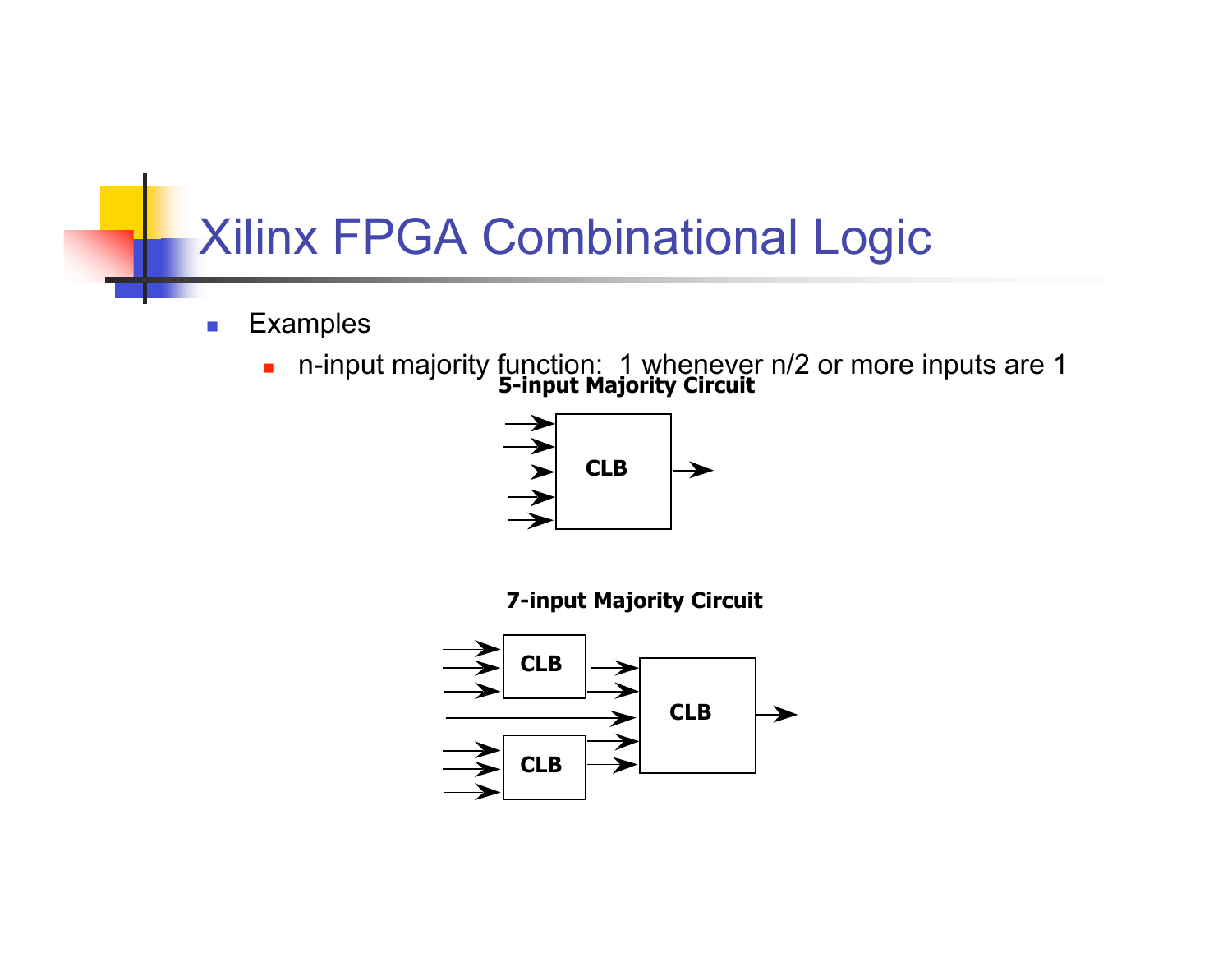# Xilinx FPGA Combinational Logic

- Examples
  - n-input majority function: 1 whenever n/2 or more inputs are 1

**5-input Majority Circuit**

CLB

**7-input Majority Circuit**

CLB

CLB

CLB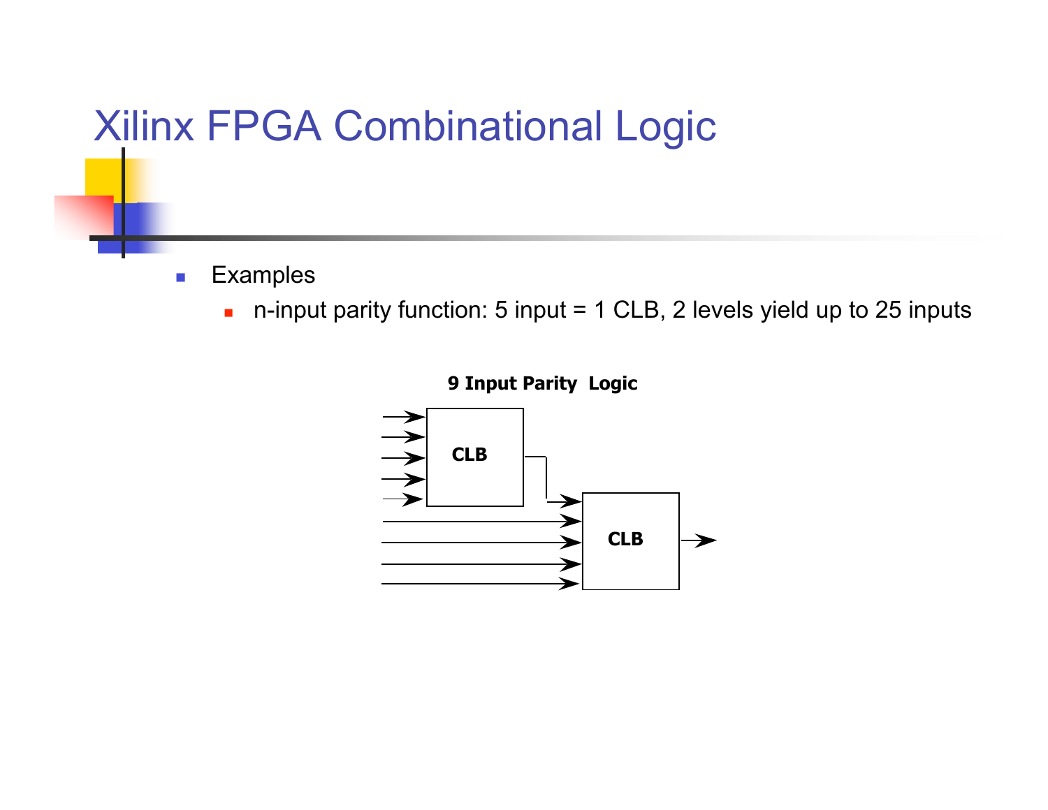# Xilinx FPGA Combinational Logic

- Examples
  - n-input parity function: 5 input = 1 CLB, 2 levels yield up to 25 inputs

**9 Input Parity Logic**

CLB

CLB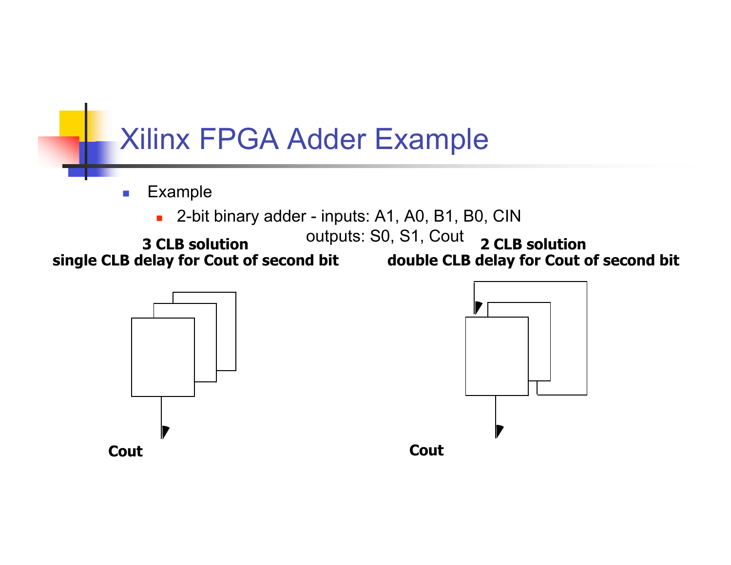# Xilinx FPGA Adder Example

- Example
  - 2-bit binary adder - inputs: A1, A0, B1, B0, CIN

    outputs: S0, S1, Cout

**3 CLB solution**
**single CLB delay for Cout of second bit**

**Cout**

**2 CLB solution**
**double CLB delay for Cout of second bit**

**Cout**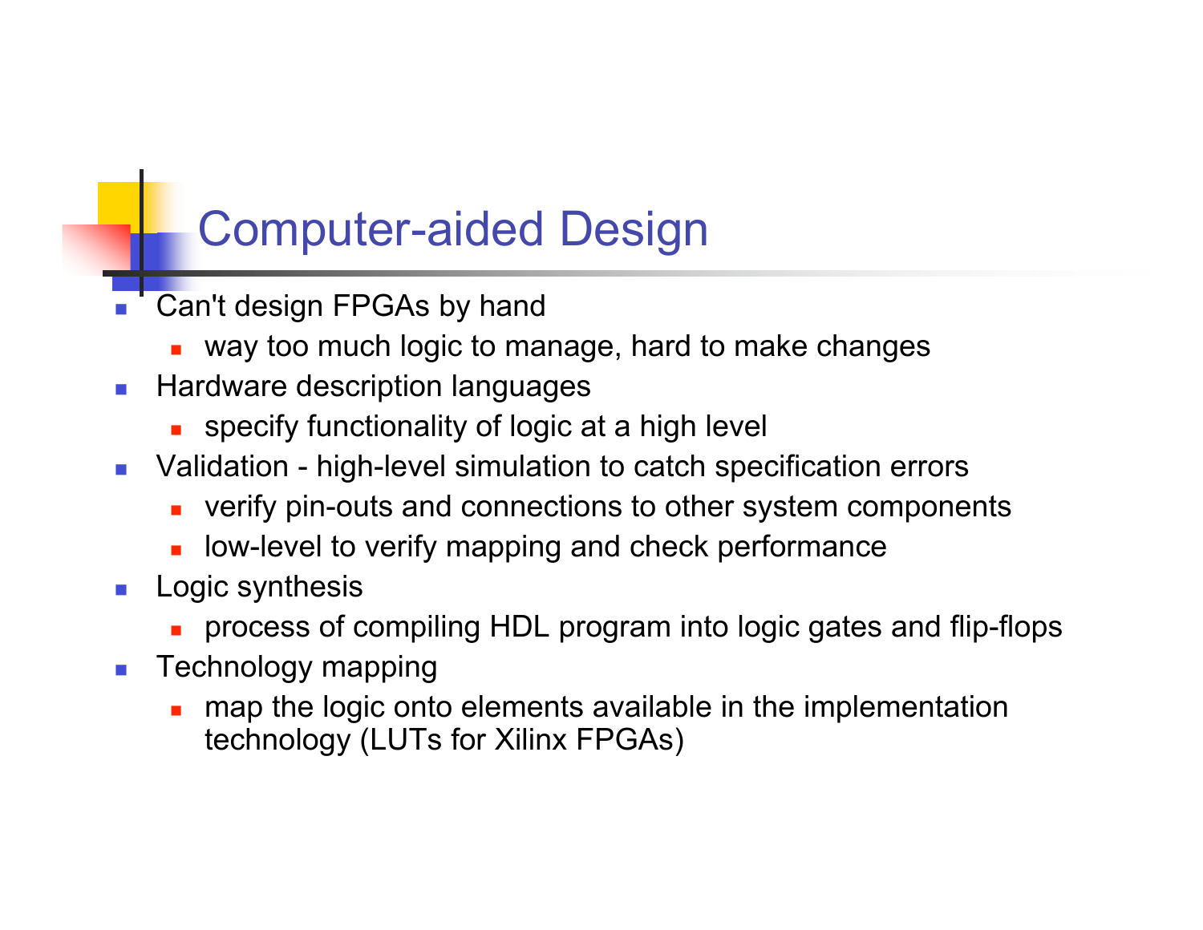# Computer-aided Design

- Can't design FPGAs by hand
  - way too much logic to manage, hard to make changes
- Hardware description languages
  - specify functionality of logic at a high level
- Validation - high-level simulation to catch specification errors
  - verify pin-outs and connections to other system components
  - low-level to verify mapping and check performance
- Logic synthesis
  - process of compiling HDL program into logic gates and flip-flops
- Technology mapping
  - map the logic onto elements available in the implementation technology (LUTs for Xilinx FPGAs)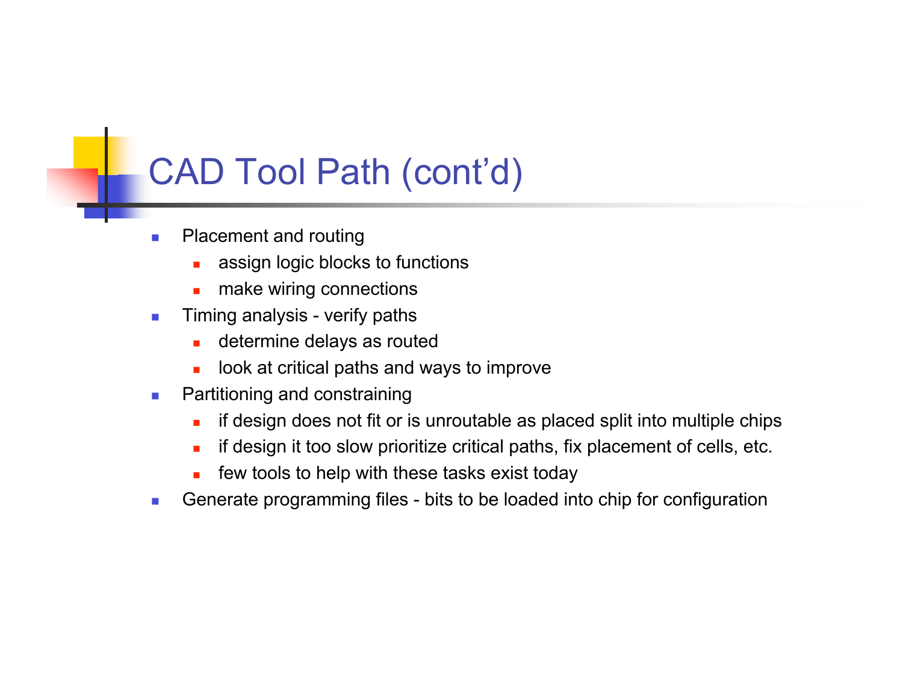# CAD Tool Path (cont'd)

- Placement and routing
  - assign logic blocks to functions
  - make wiring connections
- Timing analysis - verify paths
  - determine delays as routed
  - look at critical paths and ways to improve
- Partitioning and constraining
  - if design does not fit or is unroutable as placed split into multiple chips
  - if design it too slow prioritize critical paths, fix placement of cells, etc.
  - few tools to help with these tasks exist today
- Generate programming files - bits to be loaded into chip for configuration